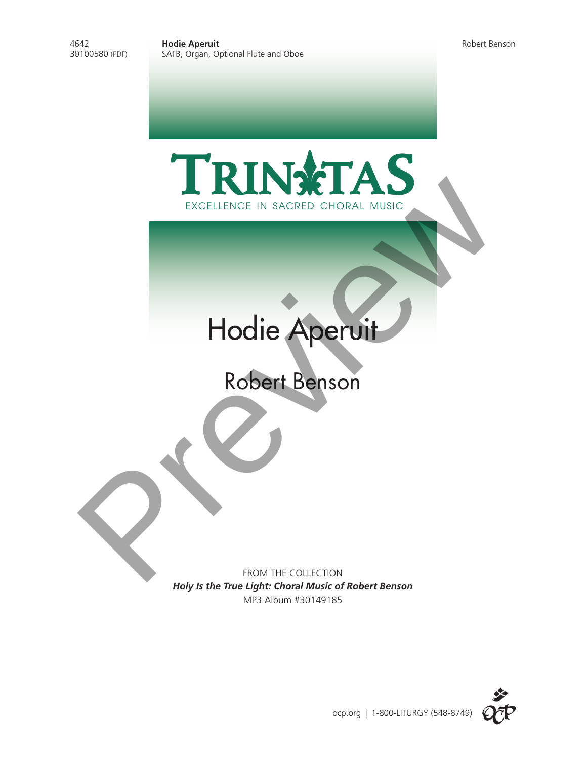4642
30100580 (PDF)

**Hodie Aperuit**
SATB, Organ, Optional Flute and Oboe

Robert Benson

TRINITAS
EXCELLENCE IN SACRED CHORAL MUSIC

# Hodie Aperuit

## Robert Benson

FROM THE COLLECTION
***Holy Is the True Light: Choral Music of Robert Benson***
MP3 Album #30149185

ocp.org | 1-800-LITURGY (548-8749)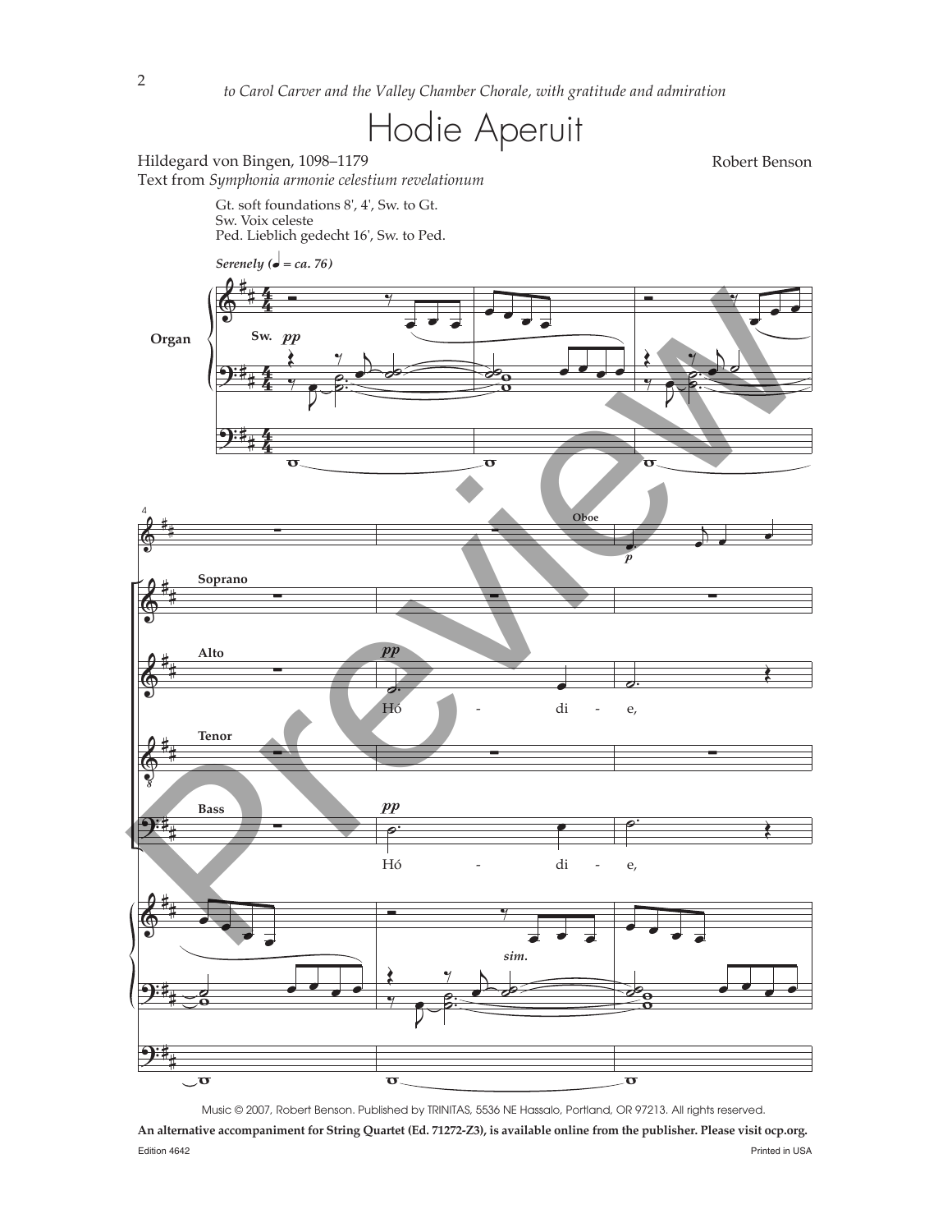*to Carol Carver and the Valley Chamber Chorale, with gratitude and admiration*

# Hodie Aperuit

Hildegard von Bingen, 1098–1179
Text from *Symphonia armonie celestium revelationum*

Robert Benson

Gt. soft foundations 8', 4', Sw. to Gt.
Sw. Voix celeste
Ped. Lieblich gedecht 16', Sw. to Ped.

*Serenely (♩ = ca. 76)*

Hó - di - e,

Hó - di - e,

Music © 2007, Robert Benson. Published by TRINITAS, 5536 NE Hassalo, Portland, OR 97213. All rights reserved.

**An alternative accompaniment for String Quartet (Ed. 71272-Z3), is available online from the publisher. Please visit ocp.org.**

Edition 4642

Printed in USA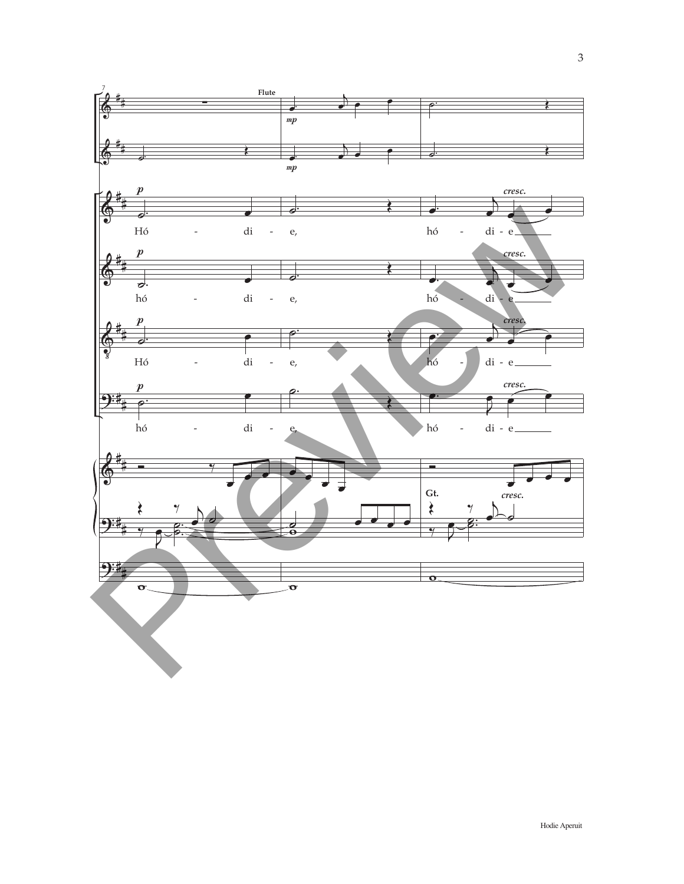7

Flute

*mp*

*mp*

*p*

Hó - di - e, hó - di - e

*cresc.*

*p*

hó - di - e, hó - di - e

*cresc.*

*p*

Hó - di - e, hó - di - e

*cresc.*

*p*

hó - di - e, hó - di - e

*cresc.*

Gt.

*cresc.*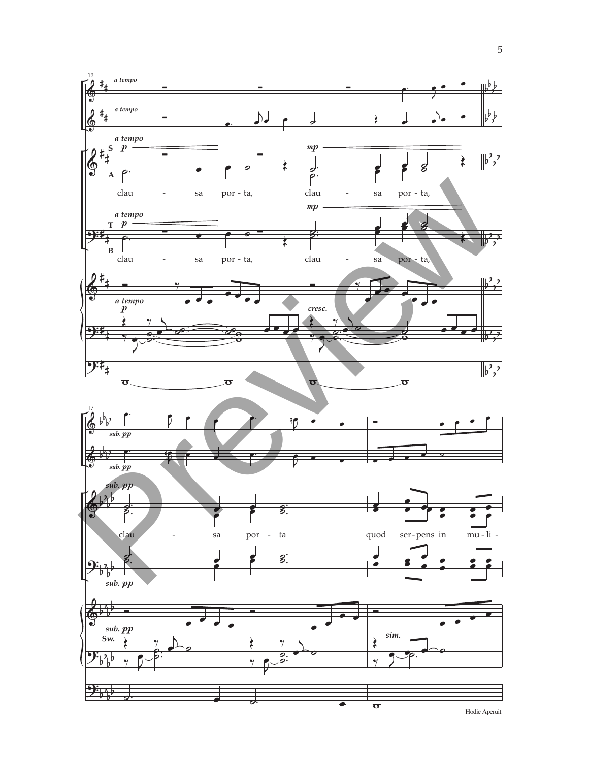13

*a tempo*

clau - sa por - ta, clau - sa por - ta,

clau - sa por - ta, clau - sa por - ta,

17

*sub. pp*

clau - sa por - ta quod ser - pens in mu - li -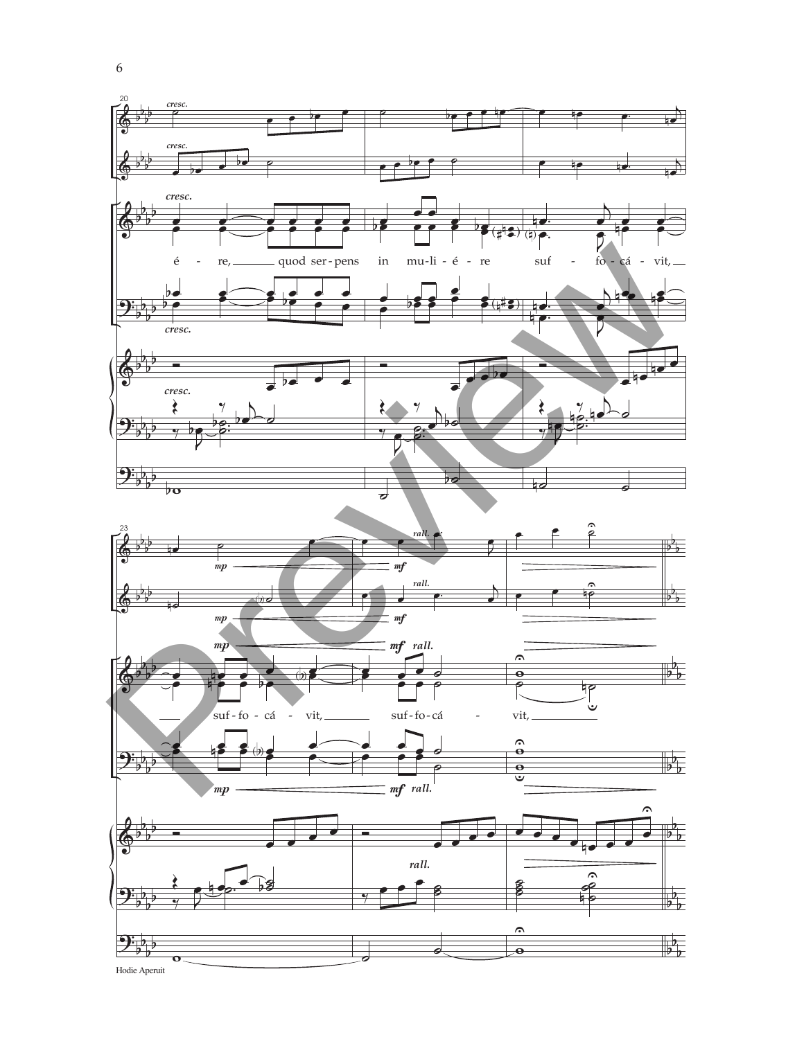é - re, quod ser - pens in mu - li - é - re suf - fo - cá - vit,

suf - fo - cá - vit, suf - fo - cá - vit,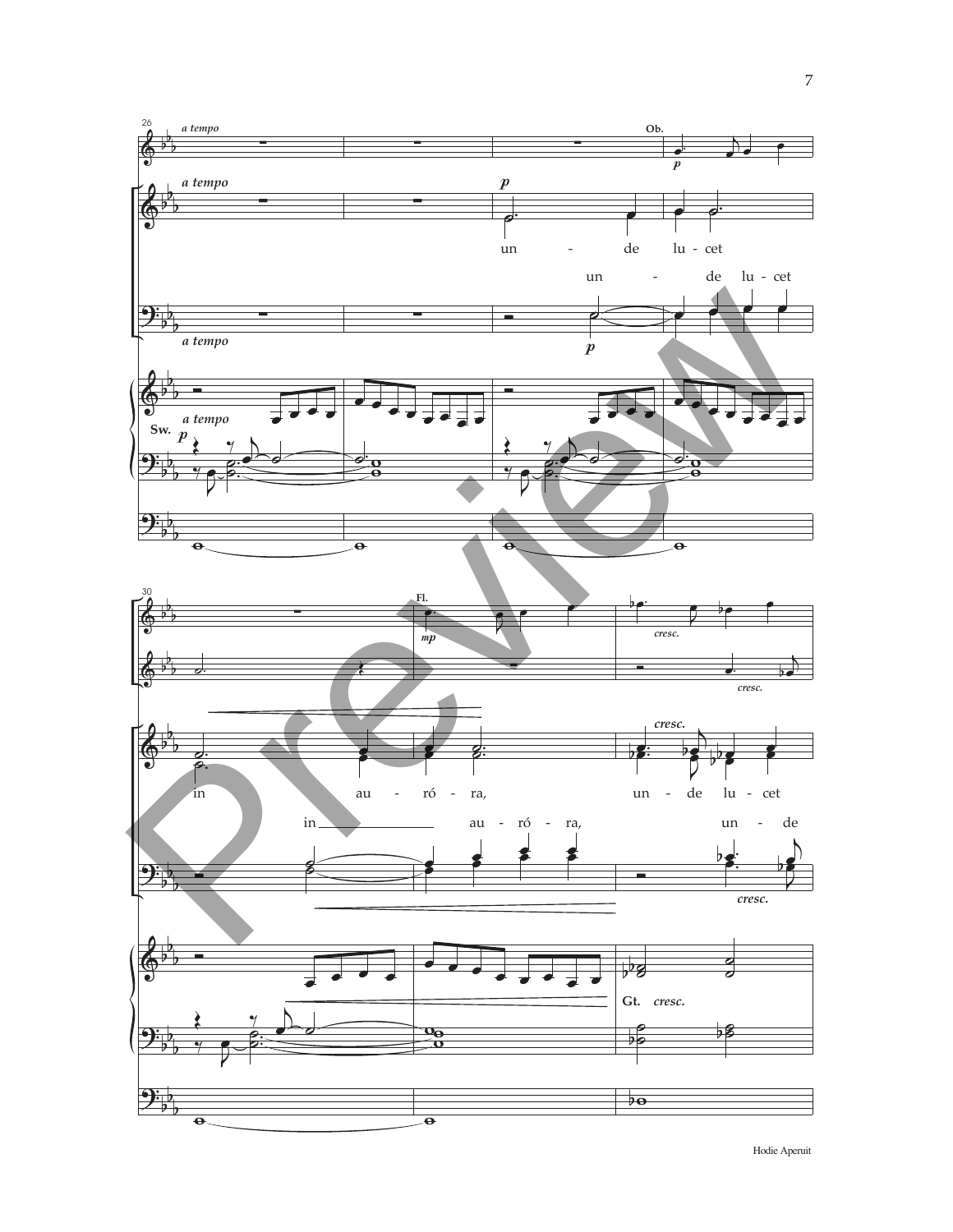*a tempo*

Ob.

*p*

un - de lu - cet

un - de lu - cet

Sw.

in au - ró - ra,

un - de lu - cet

in au - ró - ra,

un - de

Fl.

*mp*

*cresc.*

Gt.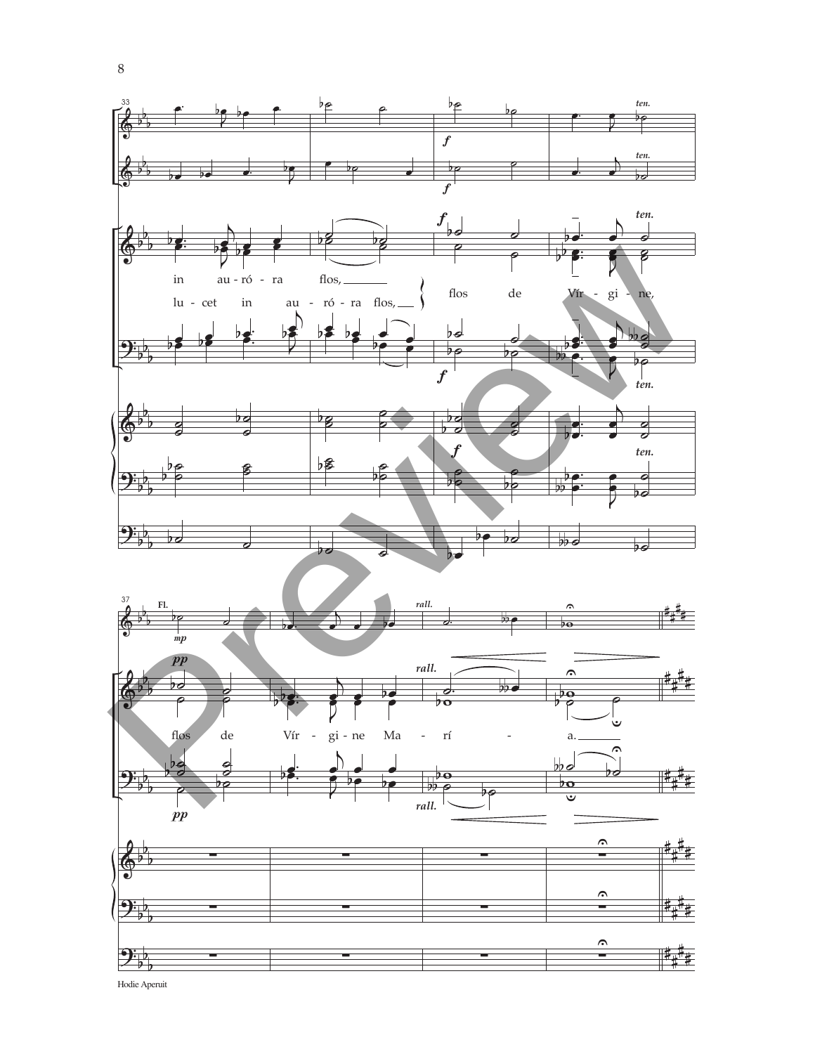in au - ró - ra flos,

lu - cet in au - ró - ra flos,

flos de Vír - gi - ne,

flos de Vír - gi - ne Ma - rí - a.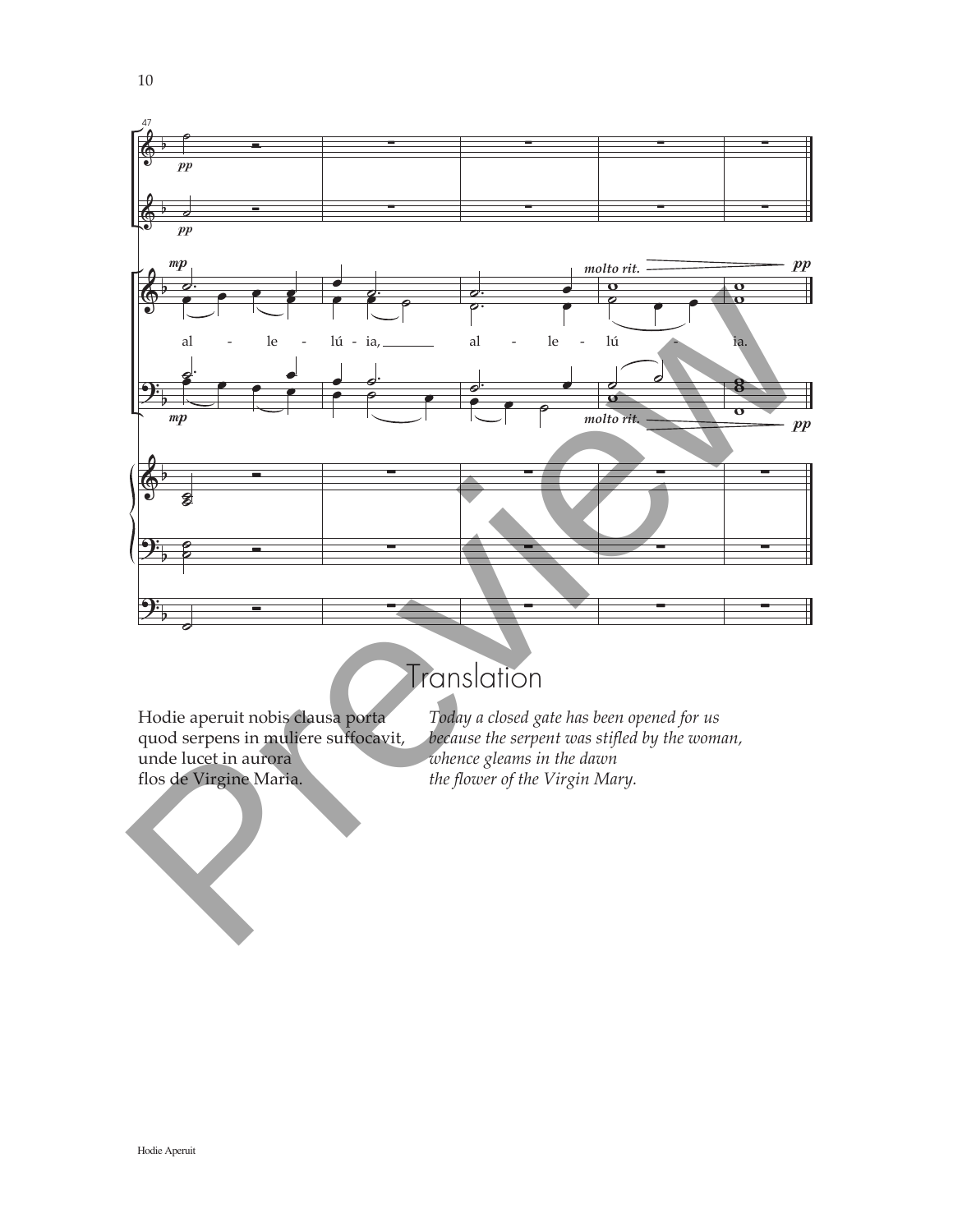# Translation

Hodie aperuit nobis clausa porta
quod serpens in muliere suffocavit,
unde lucet in aurora
flos de Virgine Maria.

*Today a closed gate has been opened for us*
*because the serpent was stifled by the woman,*
*whence gleams in the dawn*
*the flower of the Virgin Mary.*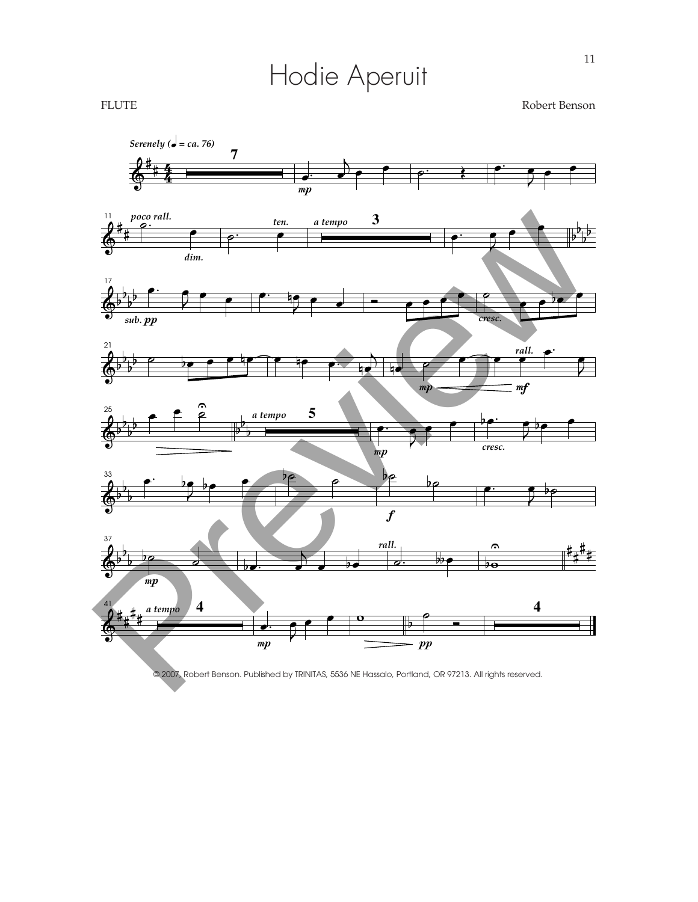# Hodie Aperuit

FLUTE

Robert Benson

*Serenely (♩ = ca. 76)*

© 2007, Robert Benson. Published by TRINITAS, 5536 NE Hassalo, Portland, OR 97213. All rights reserved.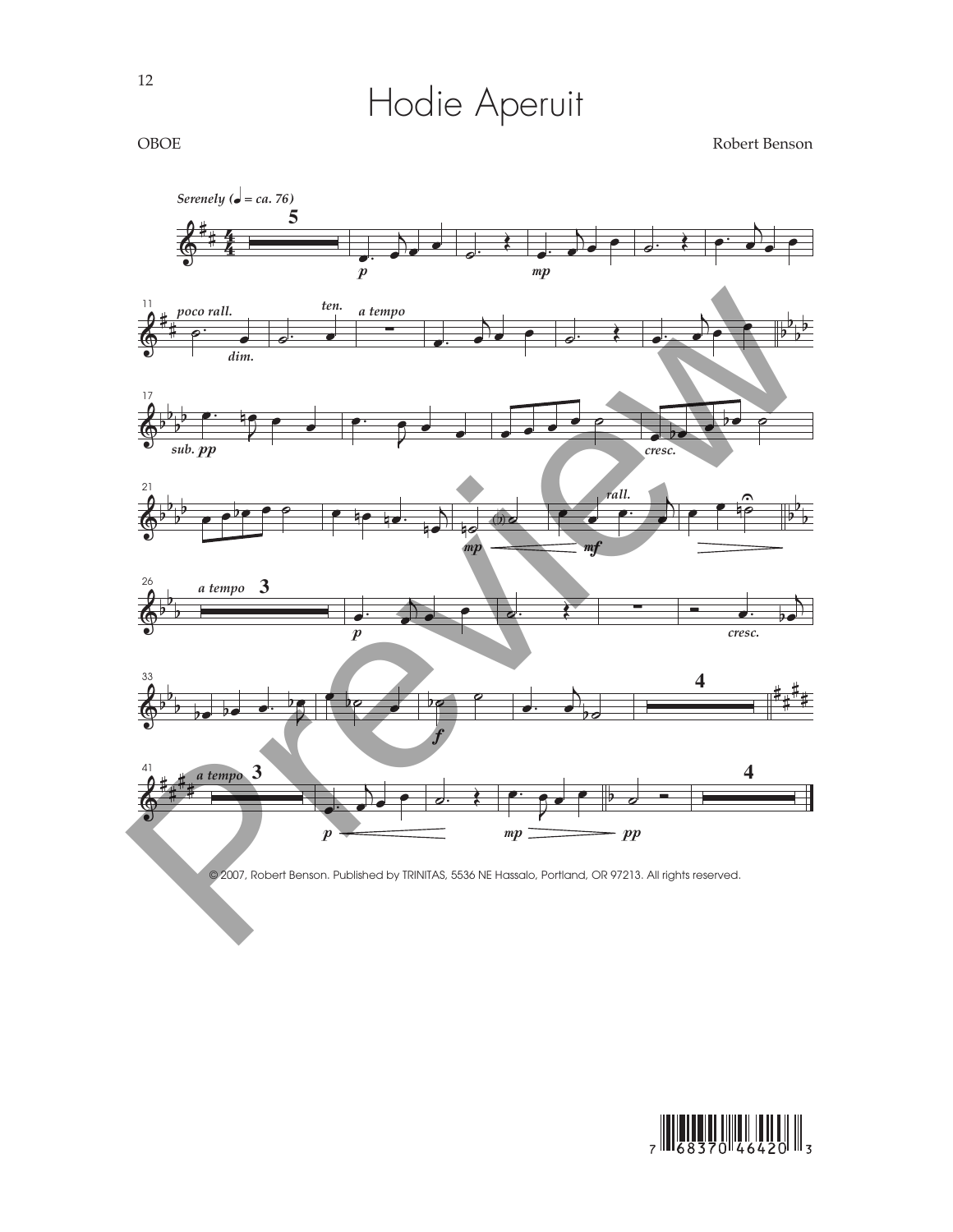# Hodie Aperuit

OBOE

Robert Benson

© 2007, Robert Benson. Published by TRINITAS, 5536 NE Hassalo, Portland, OR 97213. All rights reserved.